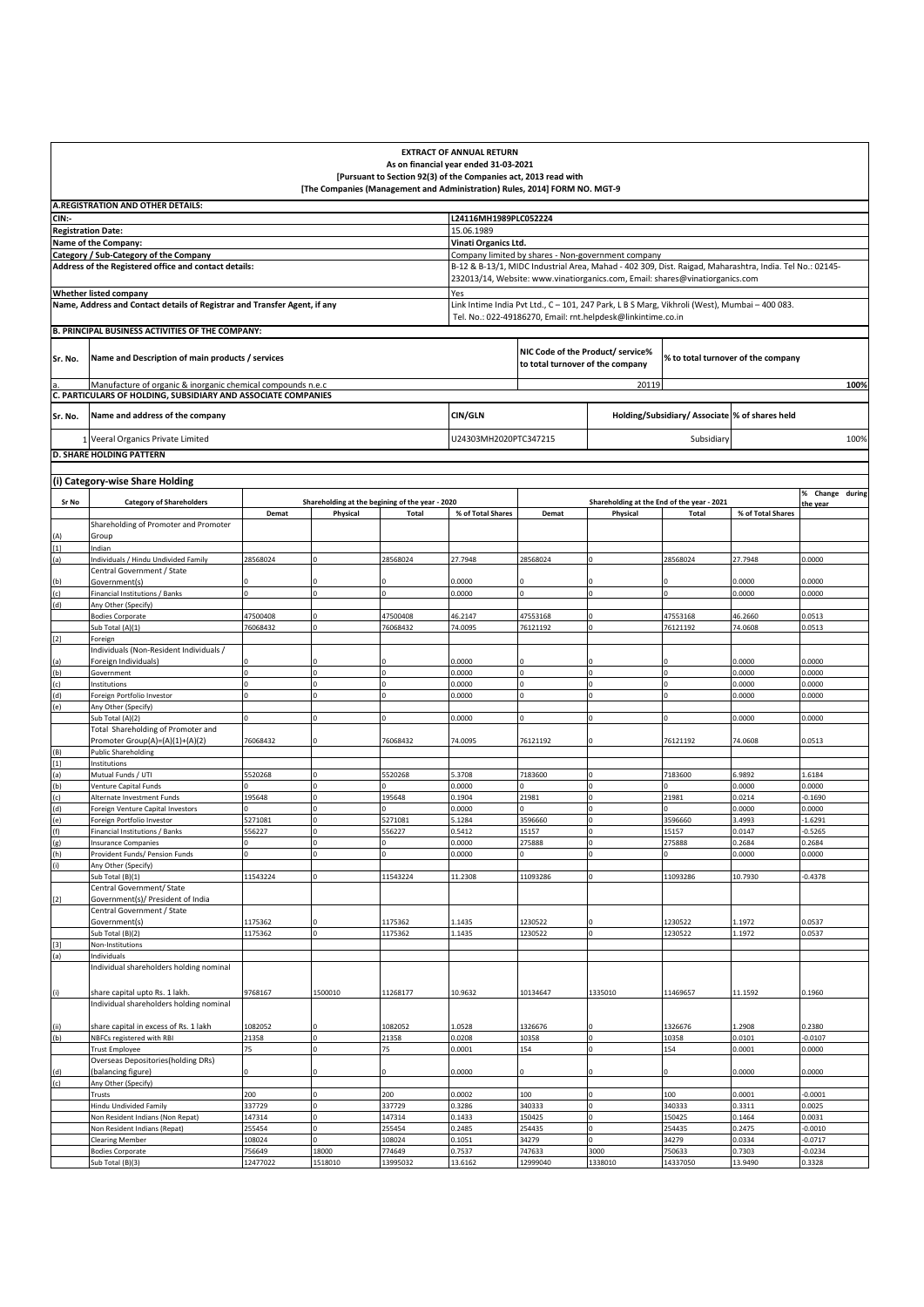**EXTRACT OF ANNUAL RETURN**
**As on financial year ended 31-03-2021**
**[Pursuant to Section 92(3) of the Companies act, 2013 read with**
**[The Companies (Management and Administration) Rules, 2014] FORM NO. MGT-9**

## A.REGISTRATION AND OTHER DETAILS:

| | |
|---|---|
| CIN:- | L24116MH1989PLC052224 |
| Registration Date: | 15.06.1989 |
| Name of the Company: | Vinati Organics Ltd. |
| Category / Sub-Category of the Company | Company limited by shares - Non-government company |
| Address of the Registered office and contact details: | B-12 & B-13/1, MIDC Industrial Area, Mahad - 402 309, Dist. Raigad, Maharashtra, India. Tel No.: 02145-232013/14, Website: www.vinatiorganics.com, Email: shares@vinatiorganics.com |
| Whether listed company | Yes |
| Name, Address and Contact details of Registrar and Transfer Agent, if any | Link Intime India Pvt Ltd., C – 101, 247 Park, L B S Marg, Vikhroli (West), Mumbai – 400 083. Tel. No.: 022-49186270, Email: rnt.helpdesk@linkintime.co.in |

## B. PRINCIPAL BUSINESS ACTIVITIES OF THE COMPANY:

| Sr. No. | Name and Description of main products / services | NIC Code of the Product/ service% to total turnover of the company | % to total turnover of the company |
|---|---|---|---|
| a. | Manufacture of organic & inorganic chemical compounds n.e.c | 20119 | 100% |

## C. PARTICULARS OF HOLDING, SUBSIDIARY AND ASSOCIATE COMPANIES

| Sr. No. | Name and address of the company | CIN/GLN | Holding/Subsidiary/ Associate | % of shares held |
|---|---|---|---|---|
| 1 | Veeral Organics Private Limited | U24303MH2020PTC347215 | Subsidiary | 100% |

## D. SHARE HOLDING PATTERN

### (i) Category-wise Share Holding

| Sr No | Category of Shareholders | Shareholding at the begining of the year - 2020 | | | | Shareholding at the End of the year - 2021 | | | | % Change during the year |
|---|---|---|---|---|---|---|---|---|---|---|
| | | Demat | Physical | Total | % of Total Shares | Demat | Physical | Total | % of Total Shares | |
| (A) | Shareholding of Promoter and Promoter Group | | | | | | | | | |
| [1] | Indian | | | | | | | | | |
| (a) | Individuals / Hindu Undivided Family | 28568024 | 0 | 28568024 | 27.7948 | 28568024 | 0 | 28568024 | 27.7948 | 0.0000 |
| (b) | Central Government / State Government(s) | 0 | 0 | 0 | 0.0000 | 0 | 0 | 0 | 0.0000 | 0.0000 |
| (c) | Financial Institutions / Banks | 0 | 0 | 0 | 0.0000 | 0 | 0 | 0 | 0.0000 | 0.0000 |
| (d) | Any Other (Specify) | | | | | | | | | |
| | Bodies Corporate | 47500408 | 0 | 47500408 | 46.2147 | 47553168 | 0 | 47553168 | 46.2660 | 0.0513 |
| | Sub Total (A)(1) | 76068432 | 0 | 76068432 | 74.0095 | 76121192 | 0 | 76121192 | 74.0608 | 0.0513 |
| [2] | Foreign | | | | | | | | | |
| (a) | Individuals (Non-Resident Individuals / Foreign Individuals) | 0 | 0 | 0 | 0.0000 | 0 | 0 | 0 | 0.0000 | 0.0000 |
| (b) | Government | 0 | 0 | 0 | 0.0000 | 0 | 0 | 0 | 0.0000 | 0.0000 |
| (c) | Institutions | 0 | 0 | 0 | 0.0000 | 0 | 0 | 0 | 0.0000 | 0.0000 |
| (d) | Foreign Portfolio Investor | 0 | 0 | 0 | 0.0000 | 0 | 0 | 0 | 0.0000 | 0.0000 |
| (e) | Any Other (Specify) | | | | | | | | | |
| | Sub Total (A)(2) | 0 | 0 | 0 | 0.0000 | 0 | 0 | 0 | 0.0000 | 0.0000 |
| | Total Shareholding of Promoter and Promoter Group(A)=(A)(1)+(A)(2) | 76068432 | 0 | 76068432 | 74.0095 | 76121192 | 0 | 76121192 | 74.0608 | 0.0513 |
| (B) | Public Shareholding | | | | | | | | | |
| [1] | Institutions | | | | | | | | | |
| (a) | Mutual Funds / UTI | 5520268 | 0 | 5520268 | 5.3708 | 7183600 | 0 | 7183600 | 6.9892 | 1.6184 |
| (b) | Venture Capital Funds | 0 | 0 | 0 | 0.0000 | 0 | 0 | 0 | 0.0000 | 0.0000 |
| (c) | Alternate Investment Funds | 195648 | 0 | 195648 | 0.1904 | 21981 | 0 | 21981 | 0.0214 | -0.1690 |
| (d) | Foreign Venture Capital Investors | 0 | 0 | 0 | 0.0000 | 0 | 0 | 0 | 0.0000 | 0.0000 |
| (e) | Foreign Portfolio Investor | 5271081 | 0 | 5271081 | 5.1284 | 3596660 | 0 | 3596660 | 3.4993 | -1.6291 |
| (f) | Financial Institutions / Banks | 556227 | 0 | 556227 | 0.5412 | 15157 | 0 | 15157 | 0.0147 | -0.5265 |
| (g) | Insurance Companies | 0 | 0 | 0 | 0.0000 | 275888 | 0 | 275888 | 0.2684 | 0.2684 |
| (h) | Provident Funds/ Pension Funds | 0 | 0 | 0 | 0.0000 | 0 | 0 | 0 | 0.0000 | 0.0000 |
| (i) | Any Other (Specify) | | | | | | | | | |
| | Sub Total (B)(1) | 11543224 | 0 | 11543224 | 11.2308 | 11093286 | 0 | 11093286 | 10.7930 | -0.4378 |
| [2] | Central Government/ State Government(s)/ President of India | | | | | | | | | |
| | Central Government / State Government(s) | 1175362 | 0 | 1175362 | 1.1435 | 1230522 | 0 | 1230522 | 1.1972 | 0.0537 |
| | Sub Total (B)(2) | 1175362 | 0 | 1175362 | 1.1435 | 1230522 | 0 | 1230522 | 1.1972 | 0.0537 |
| [3] | Non-Institutions | | | | | | | | | |
| (a) | Individuals | | | | | | | | | |
| (i) | Individual shareholders holding nominal share capital upto Rs. 1 lakh. | 9768167 | 1500010 | 11268177 | 10.9632 | 10134647 | 1335010 | 11469657 | 11.1592 | 0.1960 |
| (ii) | Individual shareholders holding nominal share capital in excess of Rs. 1 lakh | 1082052 | 0 | 1082052 | 1.0528 | 1326676 | 0 | 1326676 | 1.2908 | 0.2380 |
| (b) | NBFCs registered with RBI | 21358 | 0 | 21358 | 0.0208 | 10358 | 0 | 10358 | 0.0101 | -0.0107 |
| | Trust Employee | 75 | 0 | 75 | 0.0001 | 154 | 0 | 154 | 0.0001 | 0.0000 |
| (d) | Overseas Depositories(holding DRs) (balancing figure) | 0 | 0 | 0 | 0.0000 | 0 | 0 | 0 | 0.0000 | 0.0000 |
| (c) | Any Other (Specify) | | | | | | | | | |
| | Trusts | 200 | 0 | 200 | 0.0002 | 100 | 0 | 100 | 0.0001 | -0.0001 |
| | Hindu Undivided Family | 337729 | 0 | 337729 | 0.3286 | 340333 | 0 | 340333 | 0.3311 | 0.0025 |
| | Non Resident Indians (Non Repat) | 147314 | 0 | 147314 | 0.1433 | 150425 | 0 | 150425 | 0.1464 | 0.0031 |
| | Non Resident Indians (Repat) | 255454 | 0 | 255454 | 0.2485 | 254435 | 0 | 254435 | 0.2475 | -0.0010 |
| | Clearing Member | 108024 | 0 | 108024 | 0.1051 | 34279 | 0 | 34279 | 0.0334 | -0.0717 |
| | Bodies Corporate | 756649 | 18000 | 774649 | 0.7537 | 747633 | 3000 | 750633 | 0.7303 | -0.0234 |
| | Sub Total (B)(3) | 12477022 | 1518010 | 13995032 | 13.6162 | 12999040 | 1338010 | 14337050 | 13.9490 | 0.3328 |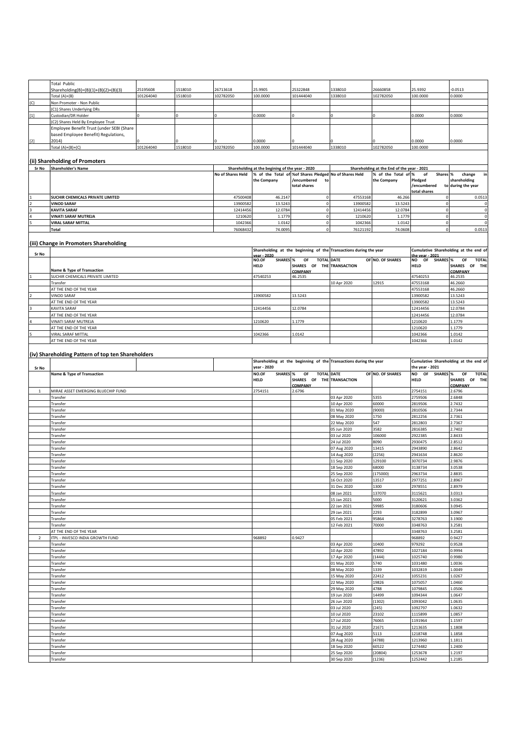| | | | | | | | | | | |
|---|---|---|---|---|---|---|---|---|---|---|
| | Total Public Shareholding(B)=(B)(1)+(B)(2)+(B)(3) | 25195608 | 1518010 | 26713618 | 25.9905 | 25322848 | 1338010 | 26660858 | 25.9392 | -0.0513 |
| | Total (A)+(B) | 101264040 | 1518010 | 102782050 | 100.0000 | 101444040 | 1338010 | 102782050 | 100.0000 | 0.0000 |
| (C) | Non Promoter - Non Public | | | | | | | | | |
| | (C1) Shares Underlying DRs | | | | | | | | | |
| [1] | Custodian/DR Holder | 0 | 0 | 0 | 0.0000 | 0 | 0 | 0 | 0.0000 | 0.0000 |
| | (C2) Shares Held By Employee Trust | | | | | | | | | |
| [2] | Employee Benefit Trust (under SEBI (Share based Employee Benefit) Regulations, 2014) | 0 | 0 | 0 | 0.0000 | 0 | 0 | 0 | 0.0000 | 0.0000 |
| | Total (A)+(B)+(C) | 101264040 | 1518010 | 102782050 | 100.0000 | 101444040 | 1338010 | 102782050 | 100.0000 | |

## (ii) Shareholding of Promoters

| Sr No | Shareholder's Name | Shareholding at the begining of the year - 2020 | | | Shareholding at the End of the year - 2021 | | | |
|---|---|---|---|---|---|---|---|---|
| | | No of Shares Held | % of the Total of the Company | %of Shares Pledged /encumbered to total shares | No of Shares Held | % of the Total of the Company | % of Shares Pledged /encumbered to total shares | % change in shareholding during the year |
| 1 | **SUCHIR CHEMICALS PRIVATE LIMITED** | 47500408 | 46.2147 | 0 | 47553168 | 46.266 | 0 | 0.0513 |
| 2 | **VINOD SARAF** | 13900582 | 13.5243 | 0 | 13900582 | 13.5243 | 0 | 0 |
| 3 | **KAVITA SARAF** | 12414456 | 12.0784 | 0 | 12414456 | 12.0784 | 0 | 0 |
| 4 | **VINATI SARAF MUTREJA** | 1210620 | 1.1779 | 0 | 1210620 | 1.1779 | 0 | 0 |
| 5 | **VIRAL SARAF MITTAL** | 1042366 | 1.0142 | 0 | 1042366 | 1.0142 | 0 | 0 |
| | **Total** | 76068432 | 74.0095 | 0 | 76121192 | 74.0608 | 0 | 0.0513 |

## (iii) Change in Promoters Shareholding

| Sr No | Name & Type of Transaction | Shareholding at the beginning of the year - 2020 | | Transactions during the year | | Cumulative Shareholding at the end of the year - 2021 | |
|---|---|---|---|---|---|---|---|
| | | NO.OF SHARES HELD | % OF TOTAL SHARES OF THE COMPANY | DATE OF THE TRANSACTION | NO. OF SHARES | NO OF SHARES HELD | % OF TOTAL SHARES OF THE COMPANY |
| 1 | SUCHIR CHEMICALS PRIVATE LIMITED | 47540253 | 46.2535 | | | 47540253 | 46.2535 |
| | Transfer | | | 10 Apr 2020 | 12915 | 47553168 | 46.2660 |
| | AT THE END OF THE YEAR | | | | | 47553168 | 46.2660 |
| 2 | VINOD SARAF | 13900582 | 13.5243 | | | 13900582 | 13.5243 |
| | AT THE END OF THE YEAR | | | | | 13900582 | 13.5243 |
| 3 | KAVITA SARAF | 12414456 | 12.0784 | | | 12414456 | 12.0784 |
| | AT THE END OF THE YEAR | | | | | 12414456 | 12.0784 |
| 4 | VINATI SARAF MUTREJA | 1210620 | 1.1779 | | | 1210620 | 1.1779 |
| | AT THE END OF THE YEAR | | | | | 1210620 | 1.1779 |
| 5 | VIRAL SARAF MITTAL | 1042366 | 1.0142 | | | 1042366 | 1.0142 |
| | AT THE END OF THE YEAR | | | | | 1042366 | 1.0142 |

## (iv) Shareholding Pattern of top ten Shareholders

| Sr No | Name & Type of Transaction | Shareholding at the beginning of the year - 2020 | | Transactions during the year | | Cumulative Shareholding at the end of the year - 2021 | |
|---|---|---|---|---|---|---|---|
| | | NO.OF SHARES HELD | % OF TOTAL SHARES OF THE COMPANY | DATE OF THE TRANSACTION | NO. OF SHARES | NO OF SHARES HELD | % OF TOTAL SHARES OF THE COMPANY |
| 1 | MIRAE ASSET EMERGING BLUECHIP FUND | 2754151 | 2.6796 | | | 2754151 | 2.6796 |
| | Transfer | | | 03 Apr 2020 | 5355 | 2759506 | 2.6848 |
| | Transfer | | | 10 Apr 2020 | 60000 | 2819506 | 2.7432 |
| | Transfer | | | 01 May 2020 | (9000) | 2810506 | 2.7344 |
| | Transfer | | | 08 May 2020 | 1750 | 2812256 | 2.7361 |
| | Transfer | | | 22 May 2020 | 547 | 2812803 | 2.7367 |
| | Transfer | | | 05 Jun 2020 | 3582 | 2816385 | 2.7402 |
| | Transfer | | | 03 Jul 2020 | 106000 | 2922385 | 2.8433 |
| | Transfer | | | 24 Jul 2020 | 8090 | 2930475 | 2.8512 |
| | Transfer | | | 07 Aug 2020 | 13415 | 2943890 | 2.8642 |
| | Transfer | | | 14 Aug 2020 | (2256) | 2941634 | 2.8620 |
| | Transfer | | | 11 Sep 2020 | 129100 | 3070734 | 2.9876 |
| | Transfer | | | 18 Sep 2020 | 68000 | 3138734 | 3.0538 |
| | Transfer | | | 25 Sep 2020 | (175000) | 2963734 | 2.8835 |
| | Transfer | | | 16 Oct 2020 | 13517 | 2977251 | 2.8967 |
| | Transfer | | | 31 Dec 2020 | 1300 | 2978551 | 2.8979 |
| | Transfer | | | 08 Jan 2021 | 137070 | 3115621 | 3.0313 |
| | Transfer | | | 15 Jan 2021 | 5000 | 3120621 | 3.0362 |
| | Transfer | | | 22 Jan 2021 | 59985 | 3180606 | 3.0945 |
| | Transfer | | | 29 Jan 2021 | 2293 | 3182899 | 3.0967 |
| | Transfer | | | 05 Feb 2021 | 95864 | 3278763 | 3.1900 |
| | Transfer | | | 12 Feb 2021 | 70000 | 3348763 | 3.2581 |
| | AT THE END OF THE YEAR | | | | | 3348763 | 3.2581 |
| 2 | ITPL - INVESCO INDIA GROWTH FUND | 968892 | 0.9427 | | | 968892 | 0.9427 |
| | Transfer | | | 03 Apr 2020 | 10400 | 979292 | 0.9528 |
| | Transfer | | | 10 Apr 2020 | 47892 | 1027184 | 0.9994 |
| | Transfer | | | 17 Apr 2020 | (1444) | 1025740 | 0.9980 |
| | Transfer | | | 01 May 2020 | 5740 | 1031480 | 1.0036 |
| | Transfer | | | 08 May 2020 | 1339 | 1032819 | 1.0049 |
| | Transfer | | | 15 May 2020 | 22412 | 1055231 | 1.0267 |
| | Transfer | | | 22 May 2020 | 19826 | 1075057 | 1.0460 |
| | Transfer | | | 29 May 2020 | 4788 | 1079845 | 1.0506 |
| | Transfer | | | 19 Jun 2020 | 14499 | 1094344 | 1.0647 |
| | Transfer | | | 26 Jun 2020 | (1302) | 1093042 | 1.0635 |
| | Transfer | | | 03 Jul 2020 | (245) | 1092797 | 1.0632 |
| | Transfer | | | 10 Jul 2020 | 23102 | 1115899 | 1.0857 |
| | Transfer | | | 17 Jul 2020 | 76065 | 1191964 | 1.1597 |
| | Transfer | | | 31 Jul 2020 | 21671 | 1213635 | 1.1808 |
| | Transfer | | | 07 Aug 2020 | 5113 | 1218748 | 1.1858 |
| | Transfer | | | 28 Aug 2020 | (4788) | 1213960 | 1.1811 |
| | Transfer | | | 18 Sep 2020 | 60522 | 1274482 | 1.2400 |
| | Transfer | | | 25 Sep 2020 | (20804) | 1253678 | 1.2197 |
| | Transfer | | | 30 Sep 2020 | (1236) | 1252442 | 1.2185 |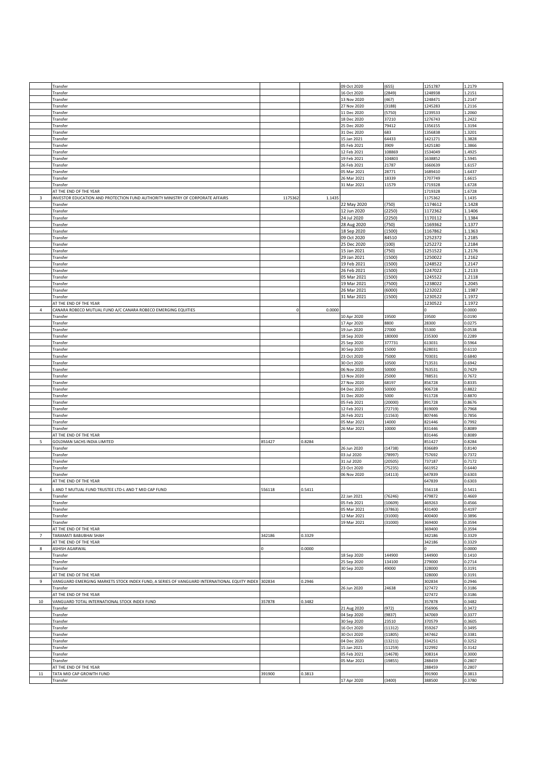| | | | | | | | |
|---|---|---|---|---|---|---|---|
| | Transfer | | | 09 Oct 2020 | (655) | 1251787 | 1.2179 |
| | Transfer | | | 16 Oct 2020 | (2849) | 1248938 | 1.2151 |
| | Transfer | | | 13 Nov 2020 | (467) | 1248471 | 1.2147 |
| | Transfer | | | 27 Nov 2020 | (3188) | 1245283 | 1.2116 |
| | Transfer | | | 11 Dec 2020 | (5750) | 1239533 | 1.2060 |
| | Transfer | | | 18 Dec 2020 | 37210 | 1276743 | 1.2422 |
| | Transfer | | | 25 Dec 2020 | 79412 | 1356155 | 1.3194 |
| | Transfer | | | 31 Dec 2020 | 683 | 1356838 | 1.3201 |
| | Transfer | | | 15 Jan 2021 | 64433 | 1421271 | 1.3828 |
| | Transfer | | | 05 Feb 2021 | 3909 | 1425180 | 1.3866 |
| | Transfer | | | 12 Feb 2021 | 108869 | 1534049 | 1.4925 |
| | Transfer | | | 19 Feb 2021 | 104803 | 1638852 | 1.5945 |
| | Transfer | | | 26 Feb 2021 | 21787 | 1660639 | 1.6157 |
| | Transfer | | | 05 Mar 2021 | 28771 | 1689410 | 1.6437 |
| | Transfer | | | 26 Mar 2021 | 18339 | 1707749 | 1.6615 |
| | Transfer | | | 31 Mar 2021 | 11579 | 1719328 | 1.6728 |
| | AT THE END OF THE YEAR | | | | | 1719328 | 1.6728 |
| 3 | INVESTOR EDUCATION AND PROTECTION FUND AUTHORITY MINISTRY OF CORPORATE AFFAIRS | 1175362 | 1.1435 | | | 1175362 | 1.1435 |
| | Transfer | | | 22 May 2020 | (750) | 1174612 | 1.1428 |
| | Transfer | | | 12 Jun 2020 | (2250) | 1172362 | 1.1406 |
| | Transfer | | | 24 Jul 2020 | (2250) | 1170112 | 1.1384 |
| | Transfer | | | 28 Aug 2020 | (750) | 1169362 | 1.1377 |
| | Transfer | | | 18 Sep 2020 | (1500) | 1167862 | 1.1363 |
| | Transfer | | | 09 Oct 2020 | 84510 | 1252372 | 1.2185 |
| | Transfer | | | 25 Dec 2020 | (100) | 1252272 | 1.2184 |
| | Transfer | | | 15 Jan 2021 | (750) | 1251522 | 1.2176 |
| | Transfer | | | 29 Jan 2021 | (1500) | 1250022 | 1.2162 |
| | Transfer | | | 19 Feb 2021 | (1500) | 1248522 | 1.2147 |
| | Transfer | | | 26 Feb 2021 | (1500) | 1247022 | 1.2133 |
| | Transfer | | | 05 Mar 2021 | (1500) | 1245522 | 1.2118 |
| | Transfer | | | 19 Mar 2021 | (7500) | 1238022 | 1.2045 |
| | Transfer | | | 26 Mar 2021 | (6000) | 1232022 | 1.1987 |
| | Transfer | | | 31 Mar 2021 | (1500) | 1230522 | 1.1972 |
| | AT THE END OF THE YEAR | | | | | 1230522 | 1.1972 |
| 4 | CANARA ROBECO MUTUAL FUND A/C CANARA ROBECO EMERGING EQUITIES | 0 | 0.0000 | | | 0 | 0.0000 |
| | Transfer | | | 10 Apr 2020 | 19500 | 19500 | 0.0190 |
| | Transfer | | | 17 Apr 2020 | 8800 | 28300 | 0.0275 |
| | Transfer | | | 19 Jun 2020 | 27000 | 55300 | 0.0538 |
| | Transfer | | | 18 Sep 2020 | 180000 | 235300 | 0.2289 |
| | Transfer | | | 25 Sep 2020 | 377731 | 613031 | 0.5964 |
| | Transfer | | | 30 Sep 2020 | 15000 | 628031 | 0.6110 |
| | Transfer | | | 23 Oct 2020 | 75000 | 703031 | 0.6840 |
| | Transfer | | | 30 Oct 2020 | 10500 | 713531 | 0.6942 |
| | Transfer | | | 06 Nov 2020 | 50000 | 763531 | 0.7429 |
| | Transfer | | | 13 Nov 2020 | 25000 | 788531 | 0.7672 |
| | Transfer | | | 27 Nov 2020 | 68197 | 856728 | 0.8335 |
| | Transfer | | | 04 Dec 2020 | 50000 | 906728 | 0.8822 |
| | Transfer | | | 31 Dec 2020 | 5000 | 911728 | 0.8870 |
| | Transfer | | | 05 Feb 2021 | (20000) | 891728 | 0.8676 |
| | Transfer | | | 12 Feb 2021 | (72719) | 819009 | 0.7968 |
| | Transfer | | | 26 Feb 2021 | (11563) | 807446 | 0.7856 |
| | Transfer | | | 05 Mar 2021 | 14000 | 821446 | 0.7992 |
| | Transfer | | | 26 Mar 2021 | 10000 | 831446 | 0.8089 |
| | AT THE END OF THE YEAR | | | | | 831446 | 0.8089 |
| 5 | GOLDMAN SACHS INDIA LIMITED | 851427 | 0.8284 | | | 851427 | 0.8284 |
| | Transfer | | | 26 Jun 2020 | (14738) | 836689 | 0.8140 |
| | Transfer | | | 03 Jul 2020 | (78997) | 757692 | 0.7372 |
| | Transfer | | | 31 Jul 2020 | (20505) | 737187 | 0.7172 |
| | Transfer | | | 23 Oct 2020 | (75235) | 661952 | 0.6440 |
| | Transfer | | | 06 Nov 2020 | (14113) | 647839 | 0.6303 |
| | AT THE END OF THE YEAR | | | | | 647839 | 0.6303 |
| 6 | L AND T MUTUAL FUND TRUSTEE LTD-L AND T MID CAP FUND | 556118 | 0.5411 | | | 556118 | 0.5411 |
| | Transfer | | | 22 Jan 2021 | (76246) | 479872 | 0.4669 |
| | Transfer | | | 05 Feb 2021 | (10609) | 469263 | 0.4566 |
| | Transfer | | | 05 Mar 2021 | (37863) | 431400 | 0.4197 |
| | Transfer | | | 12 Mar 2021 | (31000) | 400400 | 0.3896 |
| | Transfer | | | 19 Mar 2021 | (31000) | 369400 | 0.3594 |
| | AT THE END OF THE YEAR | | | | | 369400 | 0.3594 |
| 7 | TARAMATI BABUBHAI SHAH | 342186 | 0.3329 | | | 342186 | 0.3329 |
| | AT THE END OF THE YEAR | | | | | 342186 | 0.3329 |
| 8 | ASHISH AGARWAL | 0 | 0.0000 | | | 0 | 0.0000 |
| | Transfer | | | 18 Sep 2020 | 144900 | 144900 | 0.1410 |
| | Transfer | | | 25 Sep 2020 | 134100 | 279000 | 0.2714 |
| | Transfer | | | 30 Sep 2020 | 49000 | 328000 | 0.3191 |
| | AT THE END OF THE YEAR | | | | | 328000 | 0.3191 |
| 9 | VANGUARD EMERGING MARKETS STOCK INDEX FUND, A SERIES OF VANGUARD INTERNATIONAL EQUITY INDEX | 302834 | 0.2946 | | | 302834 | 0.2946 |
| | Transfer | | | 26 Jun 2020 | 24638 | 327472 | 0.3186 |
| | AT THE END OF THE YEAR | | | | | 327472 | 0.3186 |
| 10 | VANGUARD TOTAL INTERNATIONAL STOCK INDEX FUND | 357878 | 0.3482 | | | 357878 | 0.3482 |
| | Transfer | | | 21 Aug 2020 | (972) | 356906 | 0.3472 |
| | Transfer | | | 04 Sep 2020 | (9837) | 347069 | 0.3377 |
| | Transfer | | | 30 Sep 2020 | 23510 | 370579 | 0.3605 |
| | Transfer | | | 16 Oct 2020 | (11312) | 359267 | 0.3495 |
| | Transfer | | | 30 Oct 2020 | (11805) | 347462 | 0.3381 |
| | Transfer | | | 04 Dec 2020 | (13211) | 334251 | 0.3252 |
| | Transfer | | | 15 Jan 2021 | (11259) | 322992 | 0.3142 |
| | Transfer | | | 05 Feb 2021 | (14678) | 308314 | 0.3000 |
| | Transfer | | | 05 Mar 2021 | (19855) | 288459 | 0.2807 |
| | AT THE END OF THE YEAR | | | | | 288459 | 0.2807 |
| 11 | TATA MID CAP GROWTH FUND | 391900 | 0.3813 | | | 391900 | 0.3813 |
| | Transfer | | | 17 Apr 2020 | (3400) | 388500 | 0.3780 |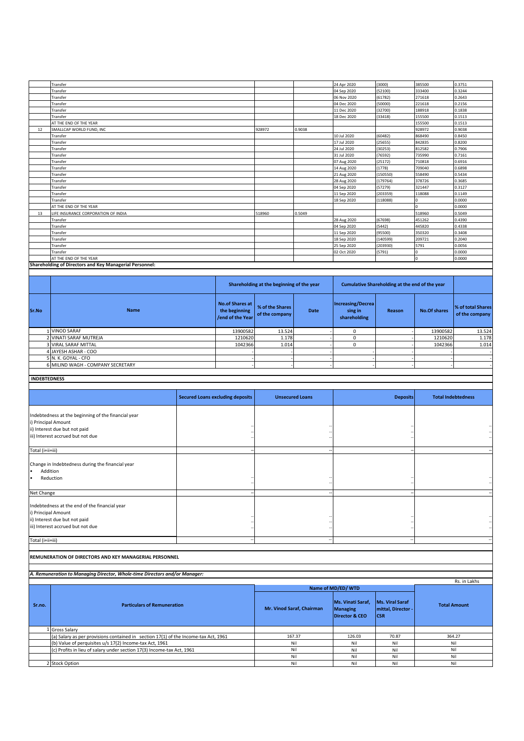| | | | | | | | |
|---|---|---|---|---|---|---|---|
| | Transfer | | | 24 Apr 2020 | (3000) | 385500 | 0.3751 |
| | Transfer | | | 04 Sep 2020 | (52100) | 333400 | 0.3244 |
| | Transfer | | | 06 Nov 2020 | (61782) | 271618 | 0.2643 |
| | Transfer | | | 04 Dec 2020 | (50000) | 221618 | 0.2156 |
| | Transfer | | | 11 Dec 2020 | (32700) | 188918 | 0.1838 |
| | Transfer | | | 18 Dec 2020 | (33418) | 155500 | 0.1513 |
| | AT THE END OF THE YEAR | | | | | 155500 | 0.1513 |
| 12 | SMALLCAP WORLD FUND, INC | 928972 | 0.9038 | | | 928972 | 0.9038 |
| | Transfer | | | 10 Jul 2020 | (60482) | 868490 | 0.8450 |
| | Transfer | | | 17 Jul 2020 | (25655) | 842835 | 0.8200 |
| | Transfer | | | 24 Jul 2020 | (30253) | 812582 | 0.7906 |
| | Transfer | | | 31 Jul 2020 | (76592) | 735990 | 0.7161 |
| | Transfer | | | 07 Aug 2020 | (25172) | 710818 | 0.6916 |
| | Transfer | | | 14 Aug 2020 | (1778) | 709040 | 0.6898 |
| | Transfer | | | 21 Aug 2020 | (150550) | 558490 | 0.5434 |
| | Transfer | | | 28 Aug 2020 | (179764) | 378726 | 0.3685 |
| | Transfer | | | 04 Sep 2020 | (57279) | 321447 | 0.3127 |
| | Transfer | | | 11 Sep 2020 | (203359) | 118088 | 0.1149 |
| | Transfer | | | 18 Sep 2020 | (118088) | 0 | 0.0000 |
| | AT THE END OF THE YEAR | | | | | 0 | 0.0000 |
| 13 | LIFE INSURANCE CORPORATION OF INDIA | 518960 | 0.5049 | | | 518960 | 0.5049 |
| | Transfer | | | 28 Aug 2020 | (67698) | 451262 | 0.4390 |
| | Transfer | | | 04 Sep 2020 | (5442) | 445820 | 0.4338 |
| | Transfer | | | 11 Sep 2020 | (95500) | 350320 | 0.3408 |
| | Transfer | | | 18 Sep 2020 | (140599) | 209721 | 0.2040 |
| | Transfer | | | 25 Sep 2020 | (203930) | 5791 | 0.0056 |
| | Transfer | | | 02 Oct 2020 | (5791) | 0 | 0.0000 |
| | AT THE END OF THE YEAR | | | | | 0 | 0.0000 |

**Shareholding of Directors and Key Managerial Personnel:**

| | | Shareholding at the beginning of the year | | | Cumulative Shareholding at the end of the year | | | |
|---|---|---|---|---|---|---|---|---|
| Sr.No | Name | No.of Shares at the beginning /end of the Year | % of the Shares of the company | Date | Increasing/Decreasing in shareholding | Reason | No.Of shares | % of total Shares of the company |
| 1 | VINOD SARAF | 13900582 | 13.524 | - | 0 | - | 13900582 | 13.524 |
| 2 | VINATI SARAF MUTREJA | 1210620 | 1.178 | - | 0 | - | 1210620 | 1.178 |
| 3 | VIRAL SARAF MITTAL | 1042366 | 1.014 | - | 0 | - | 1042366 | 1.014 |
| 4 | JAYESH ASHAR - COO | - | - | - | - | - | - | - |
| 5 | N. K. GOYAL - CFO | - | - | - | - | - | - | - |
| 6 | MILIND WAGH - COMPANY SECRETARY | - | - | - | - | - | - | - |

**INDEBTEDNESS**

| | Secured Loans excluding deposits | Unsecured Loans | Deposits | Total Indebtedness |
|---|---|---|---|---|
| Indebtedness at the beginning of the financial year | | | | |
| i) Principal Amount | -- | -- | -- | -- |
| ii) Interest due but not paid | -- | -- | -- | -- |
| iii) Interest accrued but not due | -- | -- | -- | -- |
| Total (i+ii+iii) | -- | -- | -- | -- |
| Change in Indebtedness during the financial year | | | | |
| • Addition | -- | -- | -- | -- |
| • Reduction | -- | -- | -- | -- |
| Net Change | -- | -- | -- | -- |
| Indebtedness at the end of the financial year | | | | |
| i) Principal Amount | -- | -- | -- | -- |
| ii) Interest due but not paid | -- | -- | -- | -- |
| iii) Interest accrued but not due | -- | -- | -- | -- |
| Total (i+ii+iii) | -- | -- | -- | -- |

**REMUNERATION OF DIRECTORS AND KEY MANAGERIAL PERSONNEL**

***A. Remuneration to Managing Director, Whole-time Directors and/or Manager:***

Rs. in Lakhs

| Sr.no. | Particulars of Remuneration | Name of MD/ED/ WTD | | | Total Amount |
|---|---|---|---|---|---|
| | | Mr. Vinod Saraf, Chairman | Ms. Vinati Saraf, Managing Director & CEO | Ms. Viral Saraf mittal, Director - CSR | |
| 1 | Gross Salary | | | | |
| | (a) Salary as per provisions contained in section 17(1) of the Income-tax Act, 1961 | 167.37 | 126.03 | 70.87 | 364.27 |
| | (b) Value of perquisites u/s 17(2) Income-tax Act, 1961 | Nil | Nil | Nil | Nil |
| | (c) Profits in lieu of salary under section 17(3) Income-tax Act, 1961 | Nil | Nil | Nil | Nil |
| | | Nil | Nil | Nil | Nil |
| 2 | Stock Option | Nil | Nil | Nil | Nil |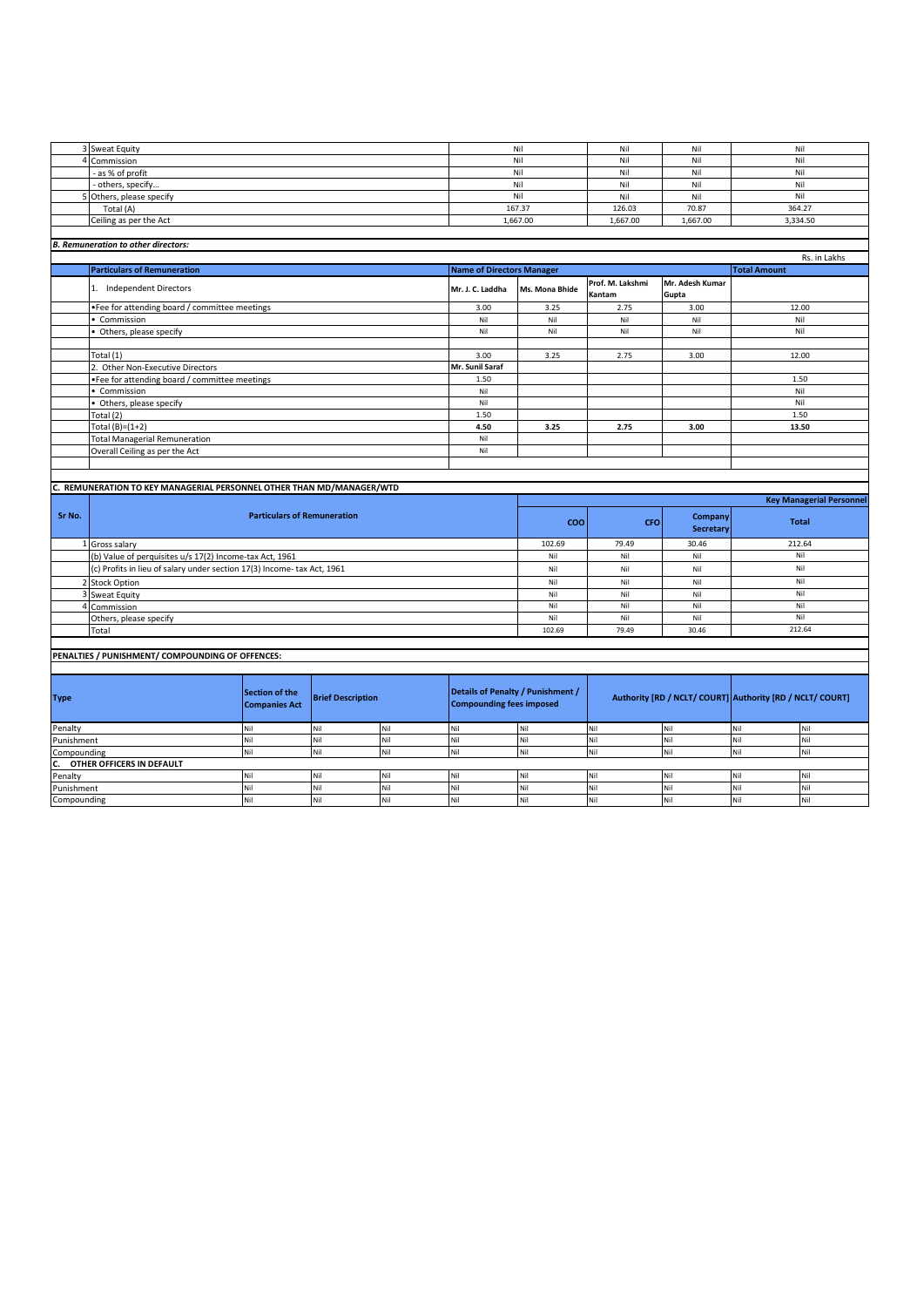| | | | | | |
|---|---|---|---|---|---|
| 3 | Sweat Equity | Nil | Nil | Nil | Nil |
| 4 | Commission | Nil | Nil | Nil | Nil |
| | - as % of profit | Nil | Nil | Nil | Nil |
| | - others, specify... | Nil | Nil | Nil | Nil |
| 5 | Others, please specify | Nil | Nil | Nil | Nil |
| | Total (A) | 167.37 | 126.03 | 70.87 | 364.27 |
| | Ceiling as per the Act | 1,667.00 | 1,667.00 | 1,667.00 | 3,334.50 |

***B. Remuneration to other directors:***

Rs. in Lakhs

| Particulars of Remuneration | Name of Directors Manager | | | | Total Amount |
|---|---|---|---|---|---|
| 1. Independent Directors | Mr. J. C. Laddha | Ms. Mona Bhide | Prof. M. Lakshmi Kantam | Mr. Adesh Kumar Gupta | |
| •Fee for attending board / committee meetings | 3.00 | 3.25 | 2.75 | 3.00 | 12.00 |
| • Commission | Nil | Nil | Nil | Nil | Nil |
| • Others, please specify | Nil | Nil | Nil | Nil | Nil |
| Total (1) | 3.00 | 3.25 | 2.75 | 3.00 | 12.00 |
| 2. Other Non-Executive Directors | Mr. Sunil Saraf | | | | |
| •Fee for attending board / committee meetings | 1.50 | | | | 1.50 |
| • Commission | Nil | | | | Nil |
| • Others, please specify | Nil | | | | Nil |
| Total (2) | 1.50 | | | | 1.50 |
| Total (B)=(1+2) | **4.50** | **3.25** | **2.75** | **3.00** | **13.50** |
| Total Managerial Remuneration | Nil | | | | |
| Overall Ceiling as per the Act | Nil | | | | |

**C. REMUNERATION TO KEY MANAGERIAL PERSONNEL OTHER THAN MD/MANAGER/WTD**

| Sr No. | Particulars of Remuneration | Key Managerial Personnel | | | |
|---|---|---|---|---|---|
| | | COO | CFO | Company Secretary | Total |
| 1 | Gross salary | 102.69 | 79.49 | 30.46 | 212.64 |
| | (b) Value of perquisites u/s 17(2) Income-tax Act, 1961 | Nil | Nil | Nil | Nil |
| | (c) Profits in lieu of salary under section 17(3) Income- tax Act, 1961 | Nil | Nil | Nil | Nil |
| 2 | Stock Option | Nil | Nil | Nil | Nil |
| 3 | Sweat Equity | Nil | Nil | Nil | Nil |
| 4 | Commission | Nil | Nil | Nil | Nil |
| | Others, please specify | Nil | Nil | Nil | Nil |
| | Total | 102.69 | 79.49 | 30.46 | 212.64 |

**PENALTIES / PUNISHMENT/ COMPOUNDING OF OFFENCES:**

| Type | Section of the Companies Act | Brief Description | | Details of Penalty / Punishment / Compounding fees imposed | | Authority [RD / NCLT/ COURT] | | Authority [RD / NCLT/ COURT] | |
|---|---|---|---|---|---|---|---|---|---|
| Penalty | Nil | Nil | Nil | Nil | Nil | Nil | Nil | Nil | Nil |
| Punishment | Nil | Nil | Nil | Nil | Nil | Nil | Nil | Nil | Nil |
| Compounding | Nil | Nil | Nil | Nil | Nil | Nil | Nil | Nil | Nil |
| **C. OTHER OFFICERS IN DEFAULT** | | | | | | | | | |
| Penalty | Nil | Nil | Nil | Nil | Nil | Nil | Nil | Nil | Nil |
| Punishment | Nil | Nil | Nil | Nil | Nil | Nil | Nil | Nil | Nil |
| Compounding | Nil | Nil | Nil | Nil | Nil | Nil | Nil | Nil | Nil |